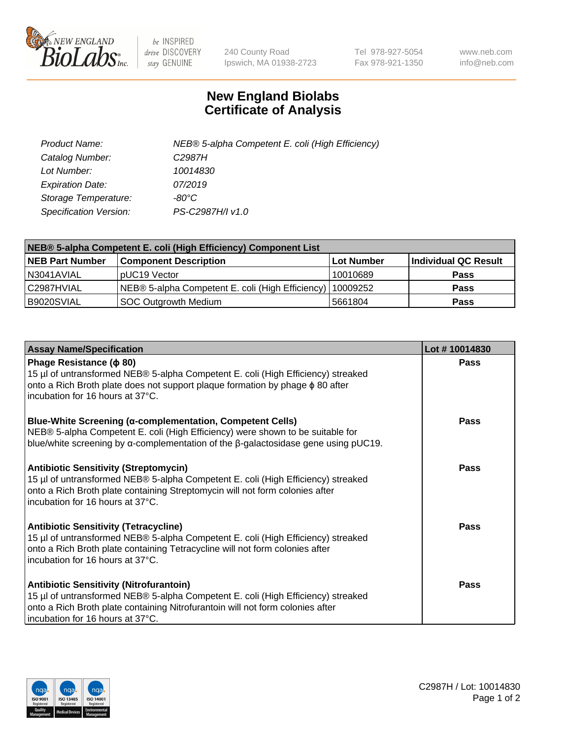240 County Road
Ipswich, MA 01938-2723

Tel 978-927-5054
Fax 978-921-1350

www.neb.com
info@neb.com

# New England Biolabs
# Certificate of Analysis

| | |
|---|---|
| *Product Name:* | *NEB® 5-alpha Competent E. coli (High Efficiency)* |
| *Catalog Number:* | *C2987H* |
| *Lot Number:* | *10014830* |
| *Expiration Date:* | *07/2019* |
| *Storage Temperature:* | *-80°C* |
| *Specification Version:* | *PS-C2987H/I v1.0* |

| **NEB® 5-alpha Competent E. coli (High Efficiency) Component List** | | | |
|---|---|---|---|
| **NEB Part Number** | **Component Description** | **Lot Number** | **Individual QC Result** |
| N3041AVIAL | pUC19 Vector | 10010689 | **Pass** |
| C2987HVIAL | NEB® 5-alpha Competent E. coli (High Efficiency) | 10009252 | **Pass** |
| B9020SVIAL | SOC Outgrowth Medium | 5661804 | **Pass** |

| **Assay Name/Specification** | **Lot # 10014830** |
|---|---|
| **Phage Resistance (ϕ 80)**<br>15 µl of untransformed NEB® 5-alpha Competent E. coli (High Efficiency) streaked onto a Rich Broth plate does not support plaque formation by phage ϕ 80 after incubation for 16 hours at 37°C. | **Pass** |
| **Blue-White Screening (α-complementation, Competent Cells)**<br>NEB® 5-alpha Competent E. coli (High Efficiency) were shown to be suitable for blue/white screening by α-complementation of the β-galactosidase gene using pUC19. | **Pass** |
| **Antibiotic Sensitivity (Streptomycin)**<br>15 µl of untransformed NEB® 5-alpha Competent E. coli (High Efficiency) streaked onto a Rich Broth plate containing Streptomycin will not form colonies after incubation for 16 hours at 37°C. | **Pass** |
| **Antibiotic Sensitivity (Tetracycline)**<br>15 µl of untransformed NEB® 5-alpha Competent E. coli (High Efficiency) streaked onto a Rich Broth plate containing Tetracycline will not form colonies after incubation for 16 hours at 37°C. | **Pass** |
| **Antibiotic Sensitivity (Nitrofurantoin)**<br>15 µl of untransformed NEB® 5-alpha Competent E. coli (High Efficiency) streaked onto a Rich Broth plate containing Nitrofurantoin will not form colonies after incubation for 16 hours at 37°C. | **Pass** |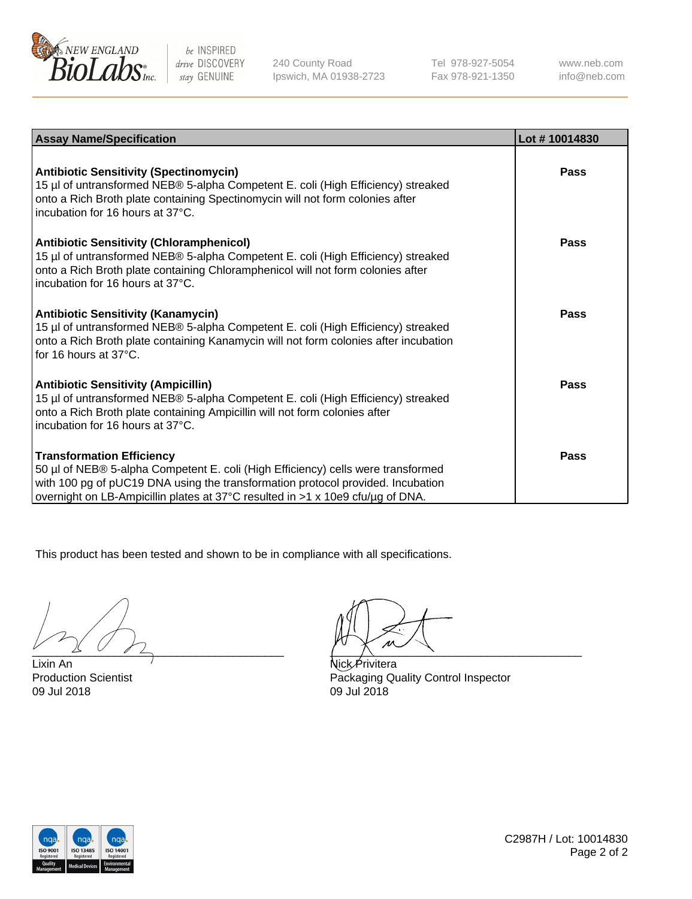NEW ENGLAND BioLabs Inc. | be INSPIRED drive DISCOVERY stay GENUINE | 240 County Road Ipswich, MA 01938-2723 | Tel 978-927-5054 Fax 978-921-1350 | www.neb.com info@neb.com

| Assay Name/Specification | Lot # 10014830 |
|---|---|
| **Antibiotic Sensitivity (Spectinomycin)**<br>15 µl of untransformed NEB® 5-alpha Competent E. coli (High Efficiency) streaked onto a Rich Broth plate containing Spectinomycin will not form colonies after incubation for 16 hours at 37°C. | **Pass** |
| **Antibiotic Sensitivity (Chloramphenicol)**<br>15 µl of untransformed NEB® 5-alpha Competent E. coli (High Efficiency) streaked onto a Rich Broth plate containing Chloramphenicol will not form colonies after incubation for 16 hours at 37°C. | **Pass** |
| **Antibiotic Sensitivity (Kanamycin)**<br>15 µl of untransformed NEB® 5-alpha Competent E. coli (High Efficiency) streaked onto a Rich Broth plate containing Kanamycin will not form colonies after incubation for 16 hours at 37°C. | **Pass** |
| **Antibiotic Sensitivity (Ampicillin)**<br>15 µl of untransformed NEB® 5-alpha Competent E. coli (High Efficiency) streaked onto a Rich Broth plate containing Ampicillin will not form colonies after incubation for 16 hours at 37°C. | **Pass** |
| **Transformation Efficiency**<br>50 µl of NEB® 5-alpha Competent E. coli (High Efficiency) cells were transformed with 100 pg of pUC19 DNA using the transformation protocol provided. Incubation overnight on LB-Ampicillin plates at 37°C resulted in >1 x 10e9 cfu/µg of DNA. | **Pass** |

This product has been tested and shown to be in compliance with all specifications.

Lixin An
Production Scientist
09 Jul 2018

Nick Privitera
Packaging Quality Control Inspector
09 Jul 2018

C2987H / Lot: 10014830